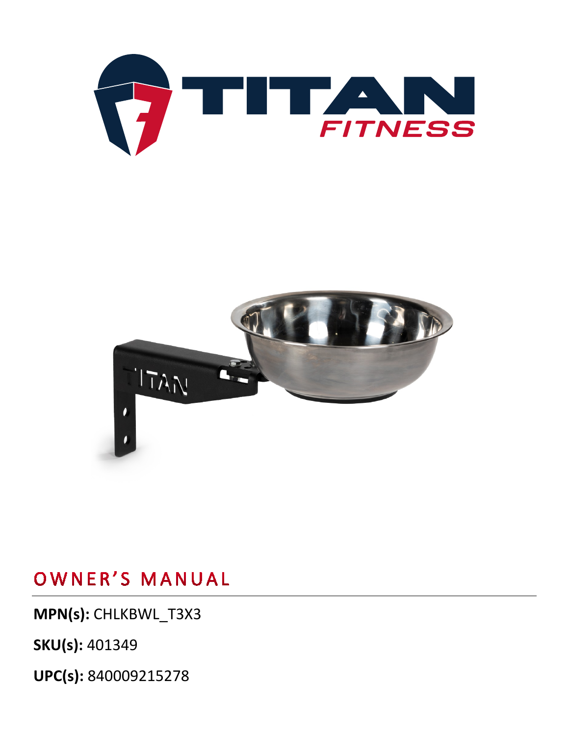# OWNER'S MANUAL

**MPN(s):** CHLKBWL_T3X3

**SKU(s):** 401349

**UPC(s):** 840009215278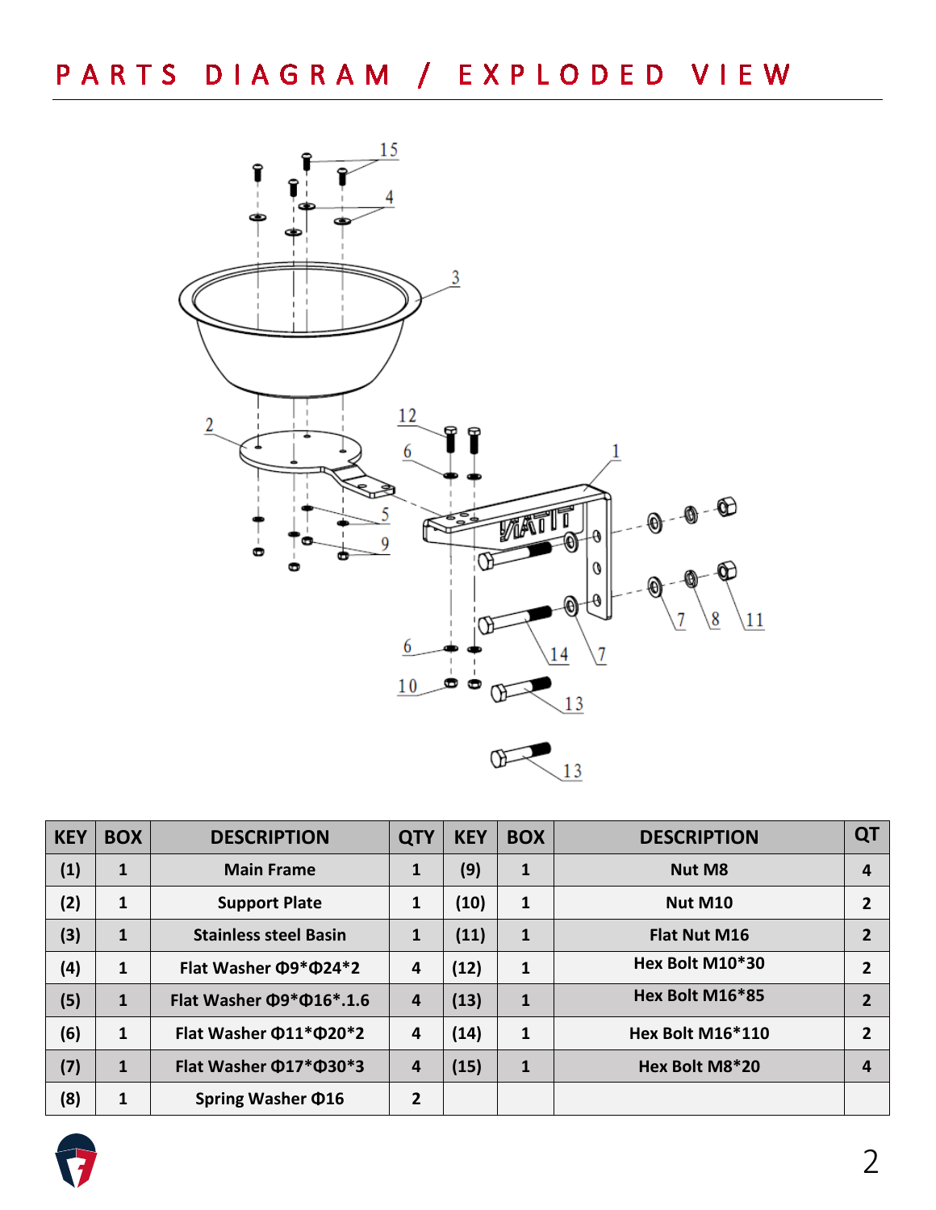# PARTS DIAGRAM / EXPLODED VIEW

| KEY | BOX | DESCRIPTION | QTY | KEY | BOX | DESCRIPTION | QT |
|---|---|---|---|---|---|---|---|
| (1) | 1 | Main Frame | 1 | (9) | 1 | Nut M8 | 4 |
| (2) | 1 | Support Plate | 1 | (10) | 1 | Nut M10 | 2 |
| (3) | 1 | Stainless steel Basin | 1 | (11) | 1 | Flat Nut M16 | 2 |
| (4) | 1 | Flat Washer Φ9*Φ24*2 | 4 | (12) | 1 | Hex Bolt M10*30 | 2 |
| (5) | 1 | Flat Washer Φ9*Φ16*.1.6 | 4 | (13) | 1 | Hex Bolt M16*85 | 2 |
| (6) | 1 | Flat Washer Φ11*Φ20*2 | 4 | (14) | 1 | Hex Bolt M16*110 | 2 |
| (7) | 1 | Flat Washer Φ17*Φ30*3 | 4 | (15) | 1 | Hex Bolt M8*20 | 4 |
| (8) | 1 | Spring Washer Φ16 | 2 | | | | |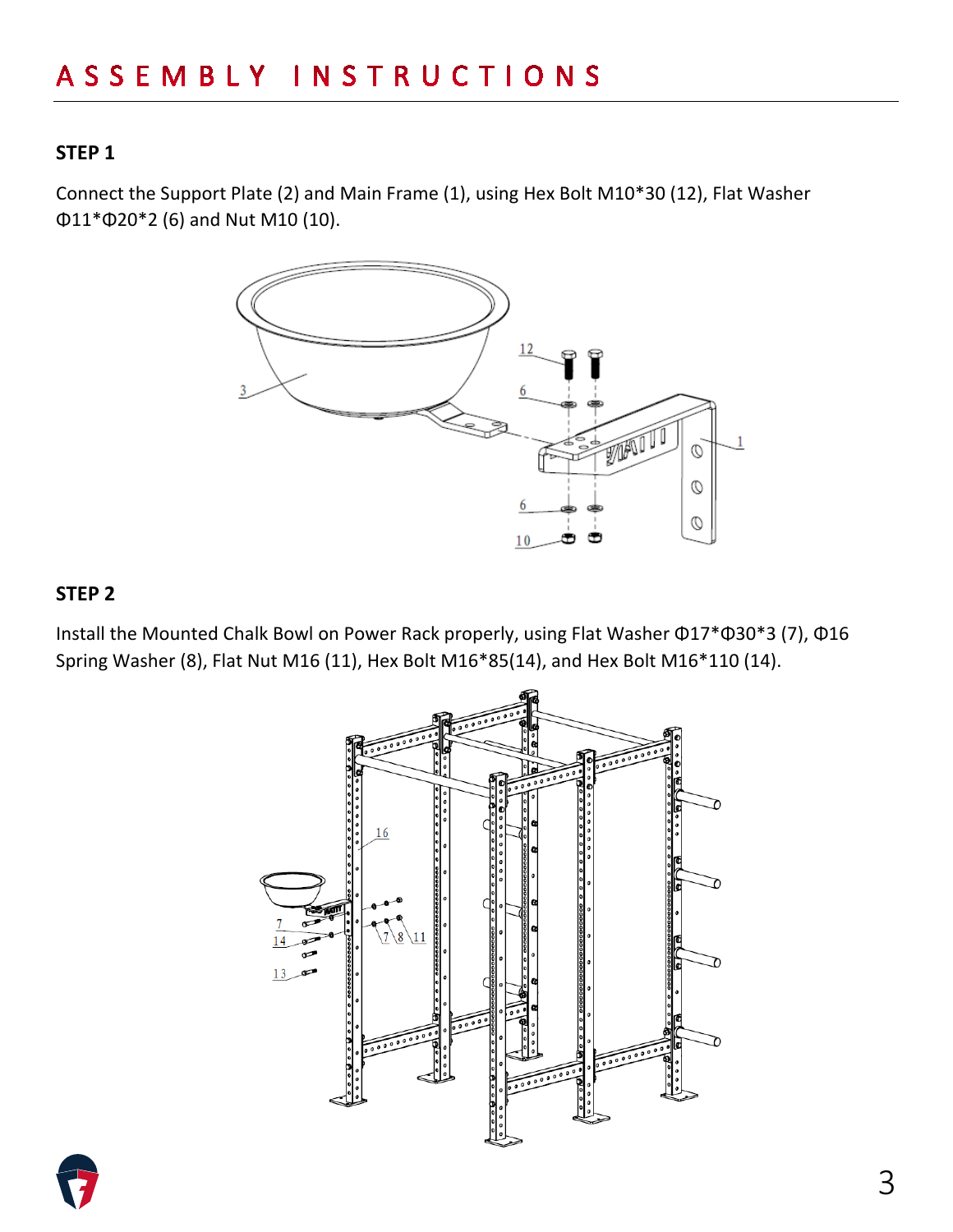# ASSEMBLY INSTRUCTIONS

### STEP 1

Connect the Support Plate (2) and Main Frame (1), using Hex Bolt M10*30 (12), Flat Washer Φ11*Φ20*2 (6) and Nut M10 (10).

### STEP 2

Install the Mounted Chalk Bowl on Power Rack properly, using Flat Washer Φ17*Φ30*3 (7), Φ16 Spring Washer (8), Flat Nut M16 (11), Hex Bolt M16*85(14), and Hex Bolt M16*110 (14).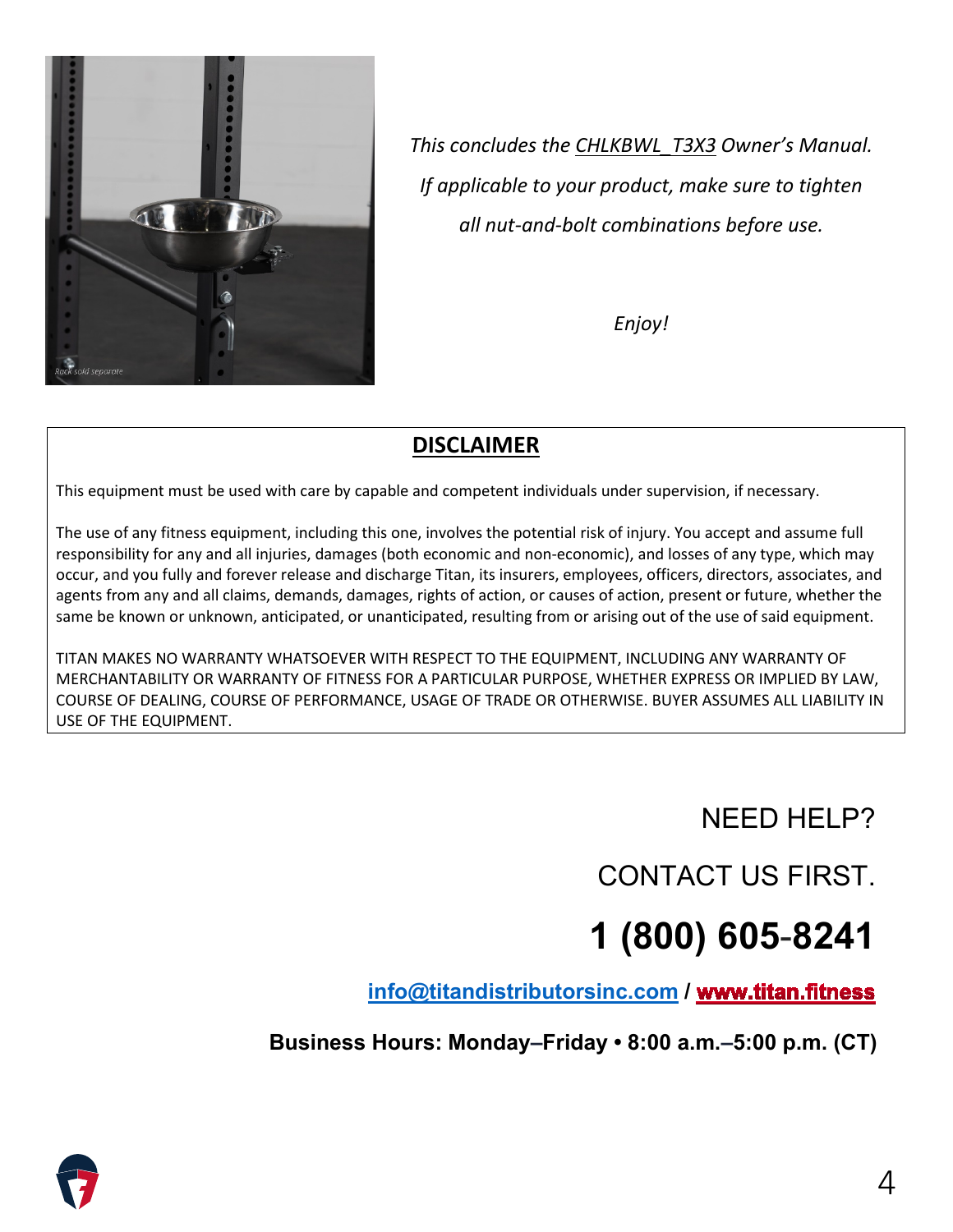*This concludes the CHLKBWL_T3X3 Owner's Manual.*

*If applicable to your product, make sure to tighten all nut-and-bolt combinations before use.*

*Enjoy!*

## DISCLAIMER

This equipment must be used with care by capable and competent individuals under supervision, if necessary.

The use of any fitness equipment, including this one, involves the potential risk of injury. You accept and assume full responsibility for any and all injuries, damages (both economic and non-economic), and losses of any type, which may occur, and you fully and forever release and discharge Titan, its insurers, employees, officers, directors, associates, and agents from any and all claims, demands, damages, rights of action, or causes of action, present or future, whether the same be known or unknown, anticipated, or unanticipated, resulting from or arising out of the use of said equipment.

TITAN MAKES NO WARRANTY WHATSOEVER WITH RESPECT TO THE EQUIPMENT, INCLUDING ANY WARRANTY OF MERCHANTABILITY OR WARRANTY OF FITNESS FOR A PARTICULAR PURPOSE, WHETHER EXPRESS OR IMPLIED BY LAW, COURSE OF DEALING, COURSE OF PERFORMANCE, USAGE OF TRADE OR OTHERWISE. BUYER ASSUMES ALL LIABILITY IN USE OF THE EQUIPMENT.

NEED HELP?

CONTACT US FIRST.

**1 (800) 605-8241**

**info@titandistributorsinc.com / www.titan.fitness**

**Business Hours: Monday–Friday • 8:00 a.m.–5:00 p.m. (CT)**